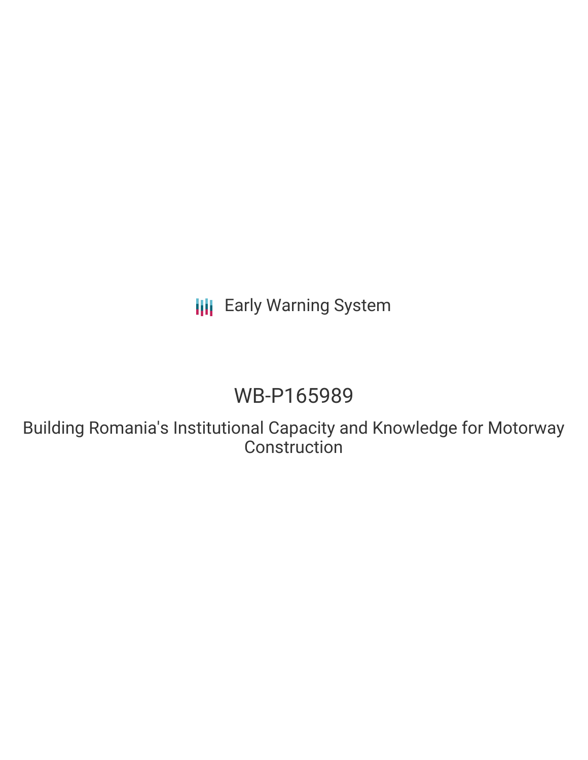Early Warning System

# WB-P165989

## Building Romania's Institutional Capacity and Knowledge for Motorway Construction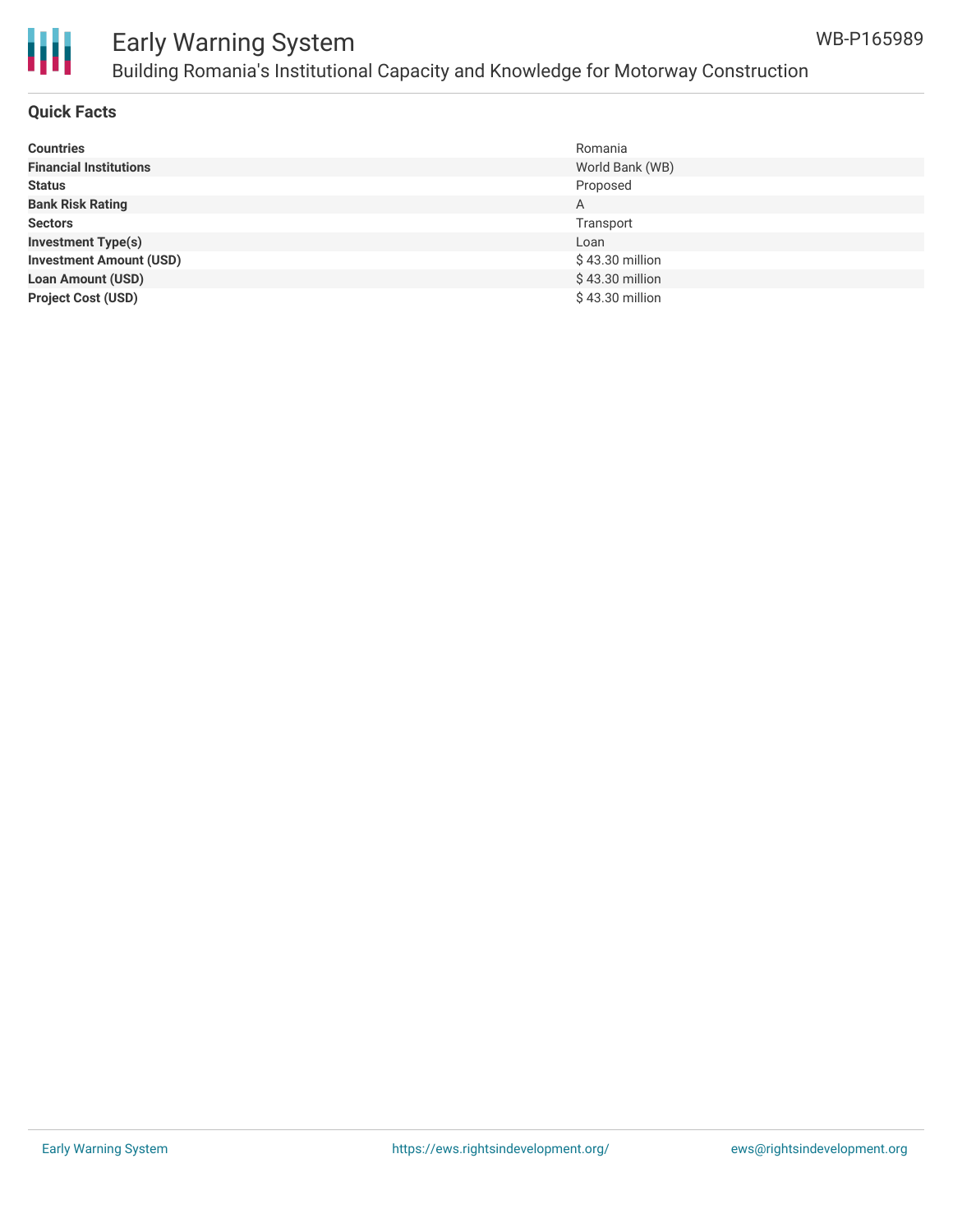## Quick Facts

| | |
|---|---|
| **Countries** | Romania |
| **Financial Institutions** | World Bank (WB) |
| **Status** | Proposed |
| **Bank Risk Rating** | A |
| **Sectors** | Transport |
| **Investment Type(s)** | Loan |
| **Investment Amount (USD)** | $ 43.30 million |
| **Loan Amount (USD)** | $ 43.30 million |
| **Project Cost (USD)** | $ 43.30 million |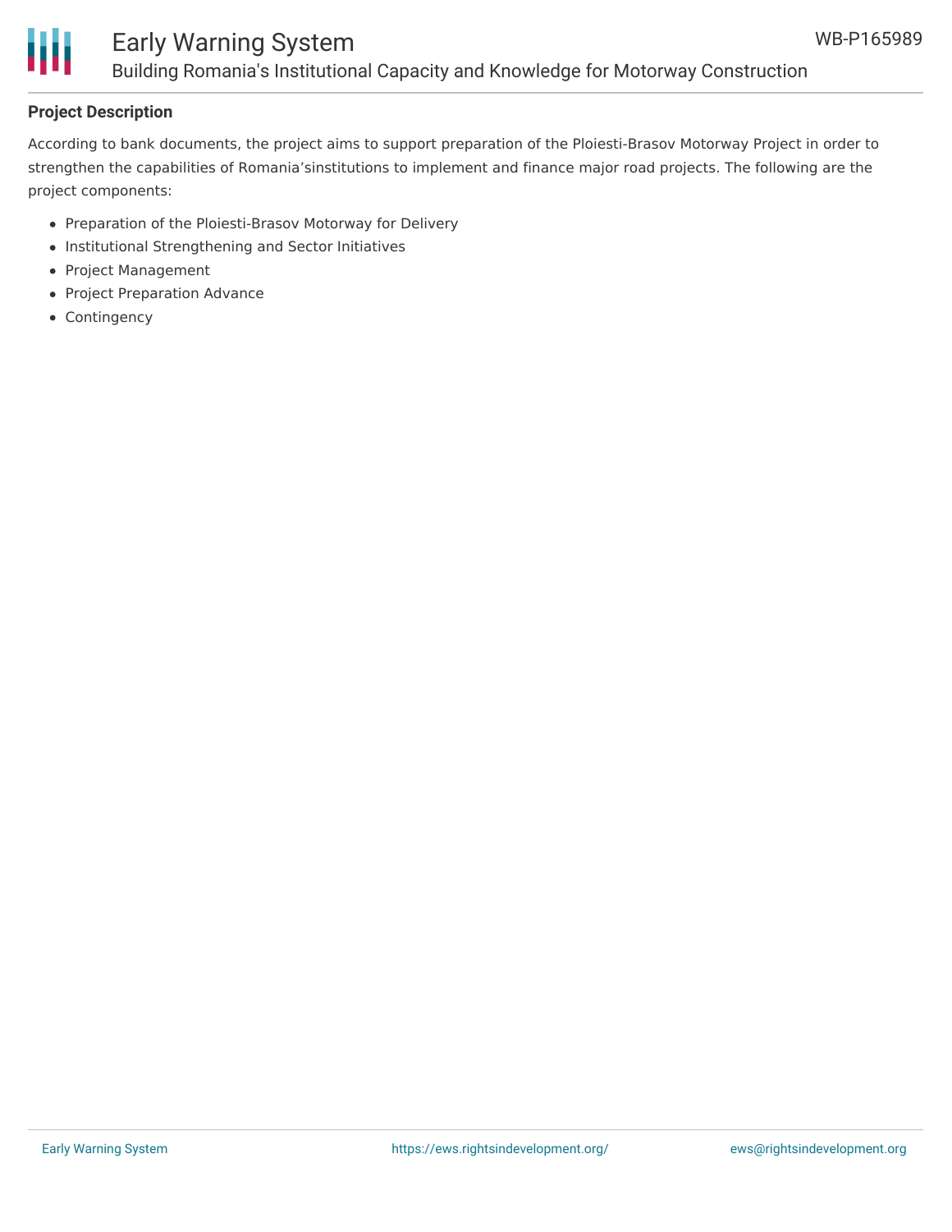## Project Description

According to bank documents, the project aims to support preparation of the Ploiesti-Brasov Motorway Project in order to strengthen the capabilities of Romania'sinstitutions to implement and finance major road projects. The following are the project components:

- Preparation of the Ploiesti-Brasov Motorway for Delivery
- Institutional Strengthening and Sector Initiatives
- Project Management
- Project Preparation Advance
- Contingency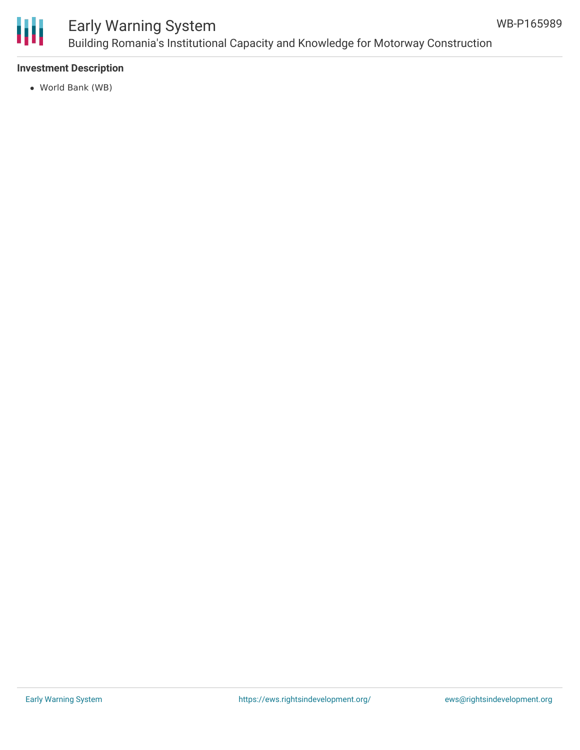### Investment Description

- World Bank (WB)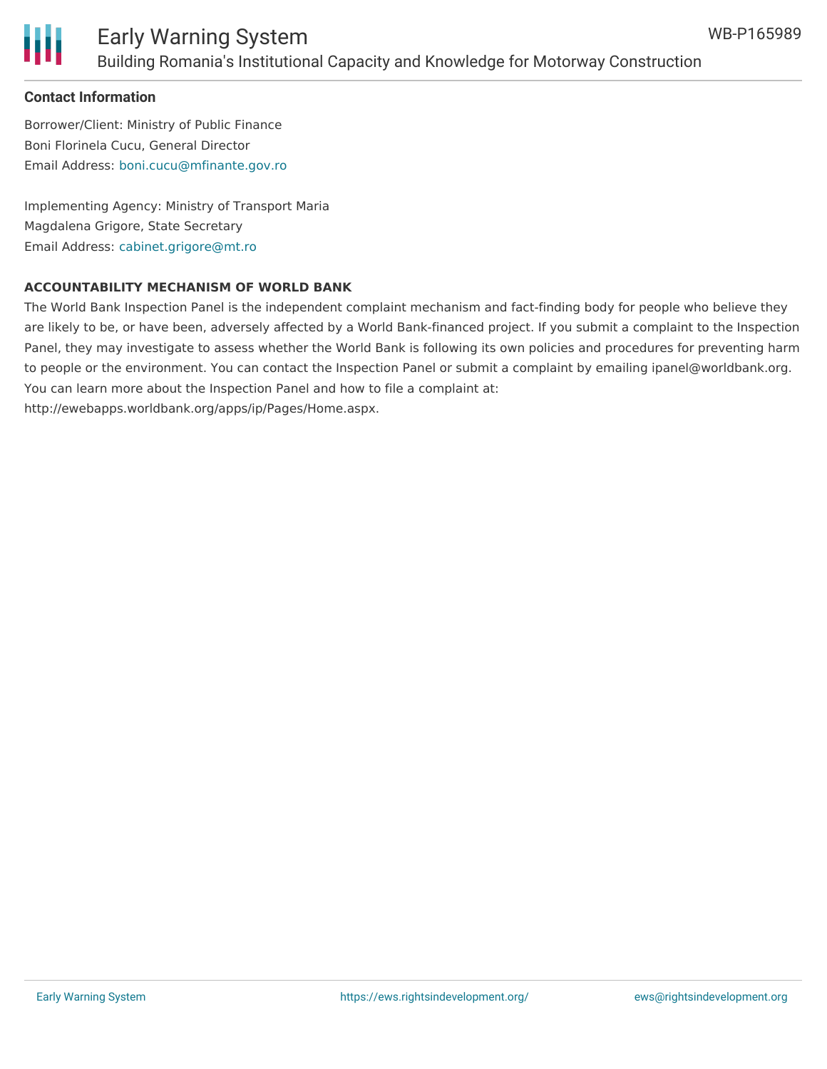## Contact Information

Borrower/Client: Ministry of Public Finance
Boni Florinela Cucu, General Director
Email Address: boni.cucu@mfinante.gov.ro

Implementing Agency: Ministry of Transport Maria
Magdalena Grigore, State Secretary
Email Address: cabinet.grigore@mt.ro

### ACCOUNTABILITY MECHANISM OF WORLD BANK

The World Bank Inspection Panel is the independent complaint mechanism and fact-finding body for people who believe they are likely to be, or have been, adversely affected by a World Bank-financed project. If you submit a complaint to the Inspection Panel, they may investigate to assess whether the World Bank is following its own policies and procedures for preventing harm to people or the environment. You can contact the Inspection Panel or submit a complaint by emailing ipanel@worldbank.org. You can learn more about the Inspection Panel and how to file a complaint at: http://ewebapps.worldbank.org/apps/ip/Pages/Home.aspx.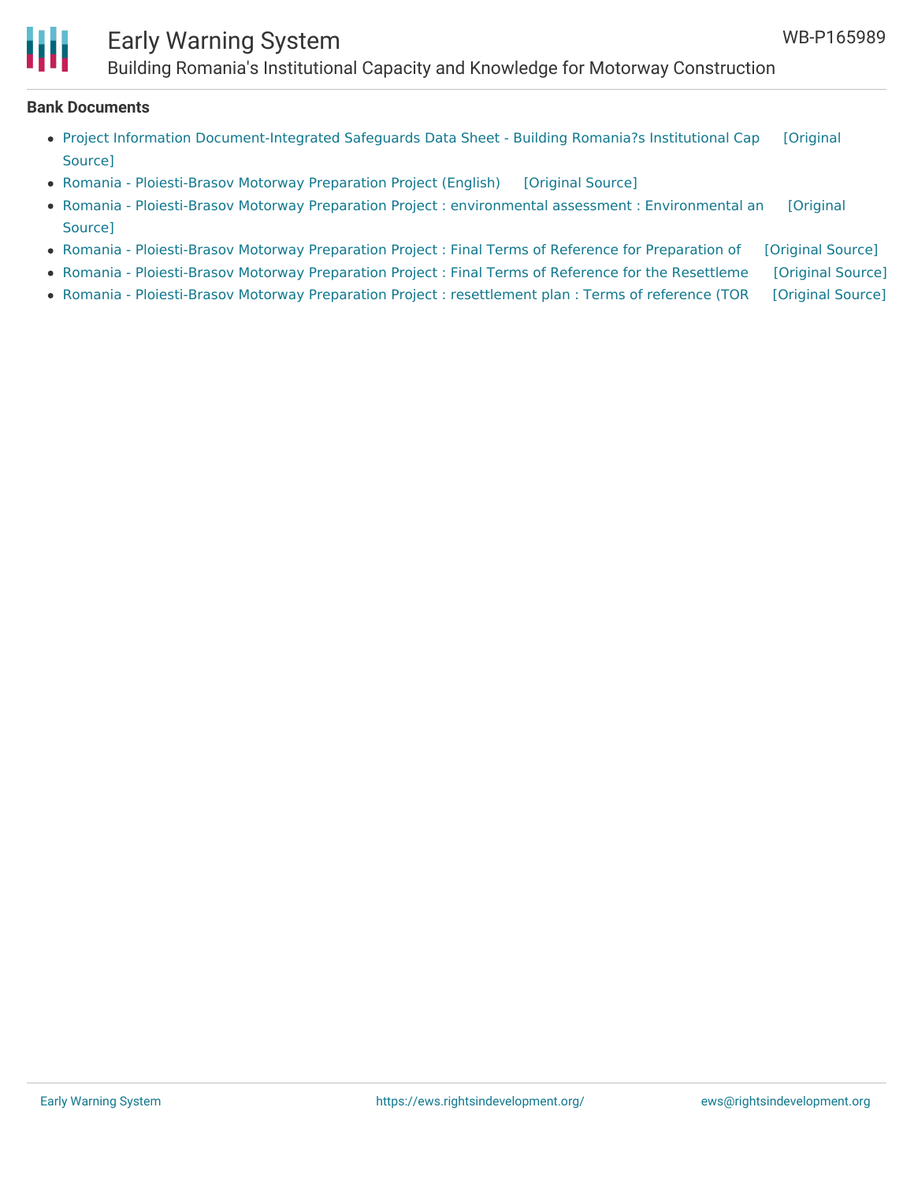## Bank Documents

- Project Information Document-Integrated Safeguards Data Sheet - Building Romania?s Institutional Cap [Original Source]
- Romania - Ploiesti-Brasov Motorway Preparation Project (English) [Original Source]
- Romania - Ploiesti-Brasov Motorway Preparation Project : environmental assessment : Environmental an [Original Source]
- Romania - Ploiesti-Brasov Motorway Preparation Project : Final Terms of Reference for Preparation of [Original Source]
- Romania - Ploiesti-Brasov Motorway Preparation Project : Final Terms of Reference for the Resettleme [Original Source]
- Romania - Ploiesti-Brasov Motorway Preparation Project : resettlement plan : Terms of reference (TOR [Original Source]